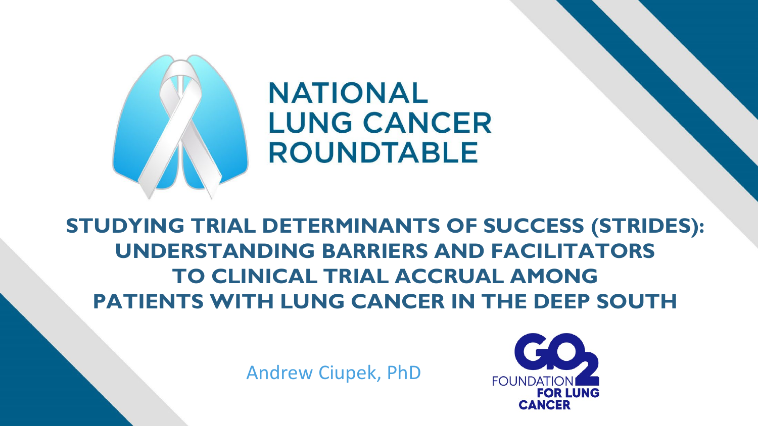# NATIONAL LUNG CANCER ROUNDTABLE

## STUDYING TRIAL DETERMINANTS OF SUCCESS (STRIDES): UNDERSTANDING BARRIERS AND FACILITATORS TO CLINICAL TRIAL ACCRUAL AMONG PATIENTS WITH LUNG CANCER IN THE DEEP SOUTH

Andrew Ciupek, PhD

GO2 FOUNDATION FOR LUNG CANCER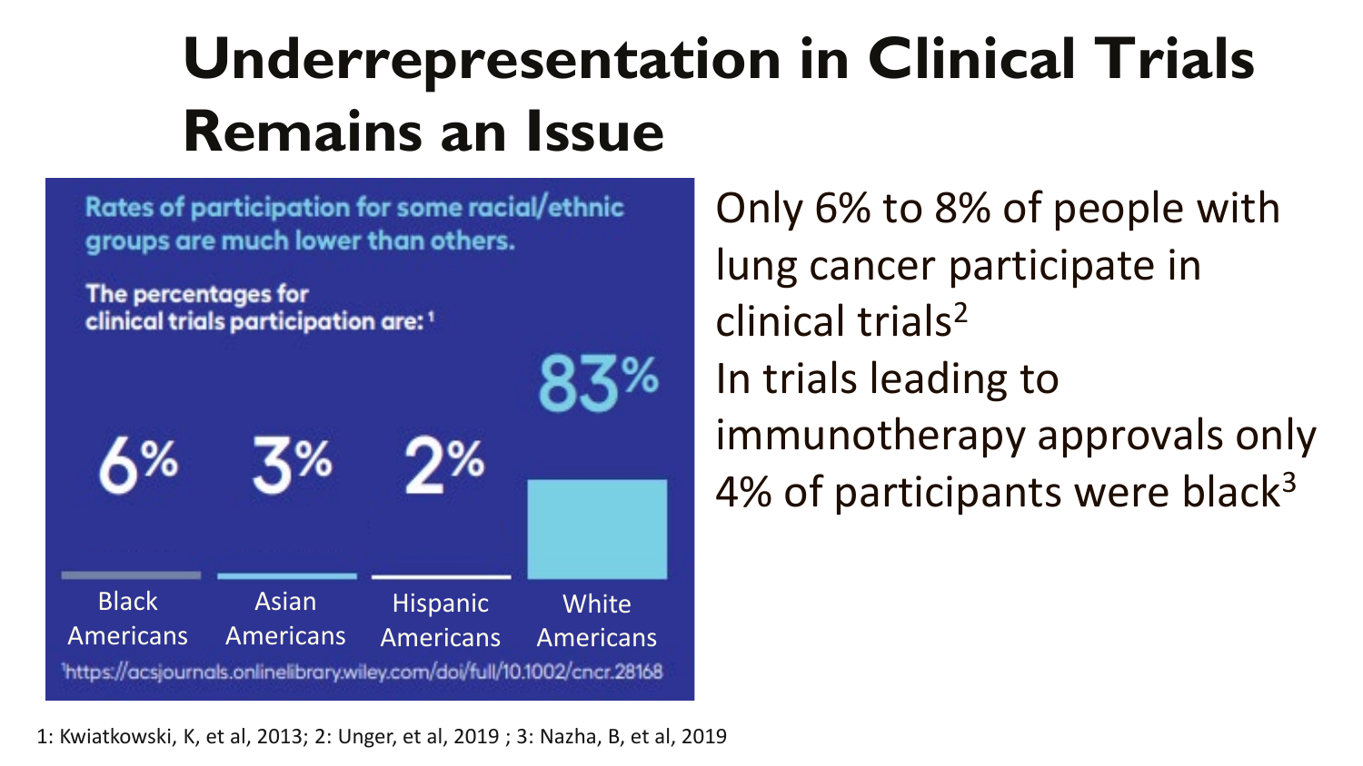# Underrepresentation in Clinical Trials Remains an Issue

Rates of participation for some racial/ethnic groups are much lower than others.

The percentages for clinical trials participation are:[1]

6%
3%
2%
83%

Black Americans
Asian Americans
Hispanic Americans
White Americans

[1]https://acsjournals.onlinelibrary.wiley.com/doi/full/10.1002/cncr.28168

Only 6% to 8% of people with lung cancer participate in clinical trials[2]

In trials leading to immunotherapy approvals only 4% of participants were black[3]

1: Kwiatkowski, K, et al, 2013; 2: Unger, et al, 2019 ; 3: Nazha, B, et al, 2019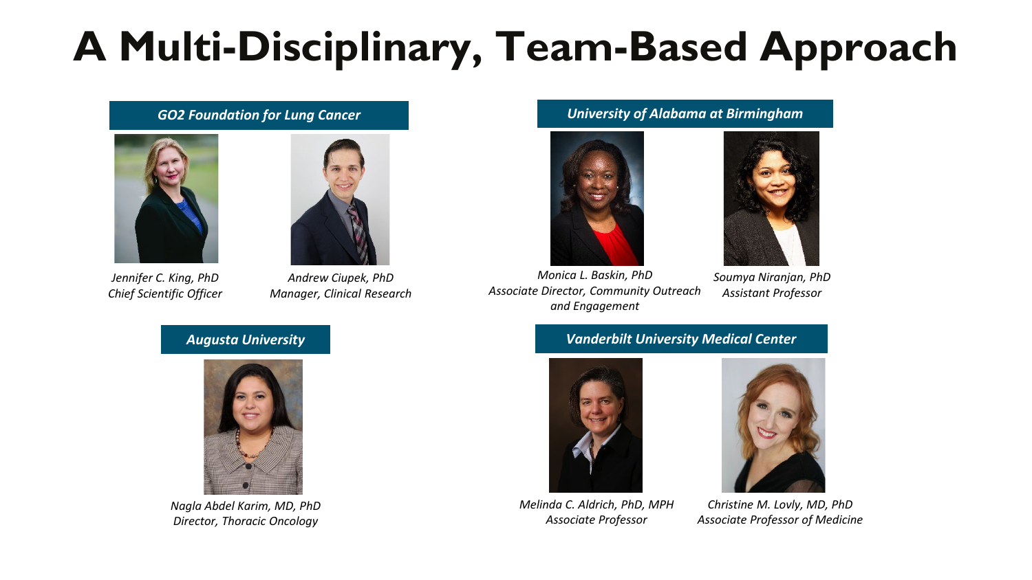# A Multi-Disciplinary, Team-Based Approach

## *GO2 Foundation for Lung Cancer*

*Jennifer C. King, PhD*
*Chief Scientific Officer*

*Andrew Ciupek, PhD*
*Manager, Clinical Research*

## *University of Alabama at Birmingham*

*Monica L. Baskin, PhD*
*Associate Director, Community Outreach and Engagement*

*Soumya Niranjan, PhD*
*Assistant Professor*

## *Augusta University*

*Nagla Abdel Karim, MD, PhD*
*Director, Thoracic Oncology*

## *Vanderbilt University Medical Center*

*Melinda C. Aldrich, PhD, MPH*
*Associate Professor*

*Christine M. Lovly, MD, PhD*
*Associate Professor of Medicine*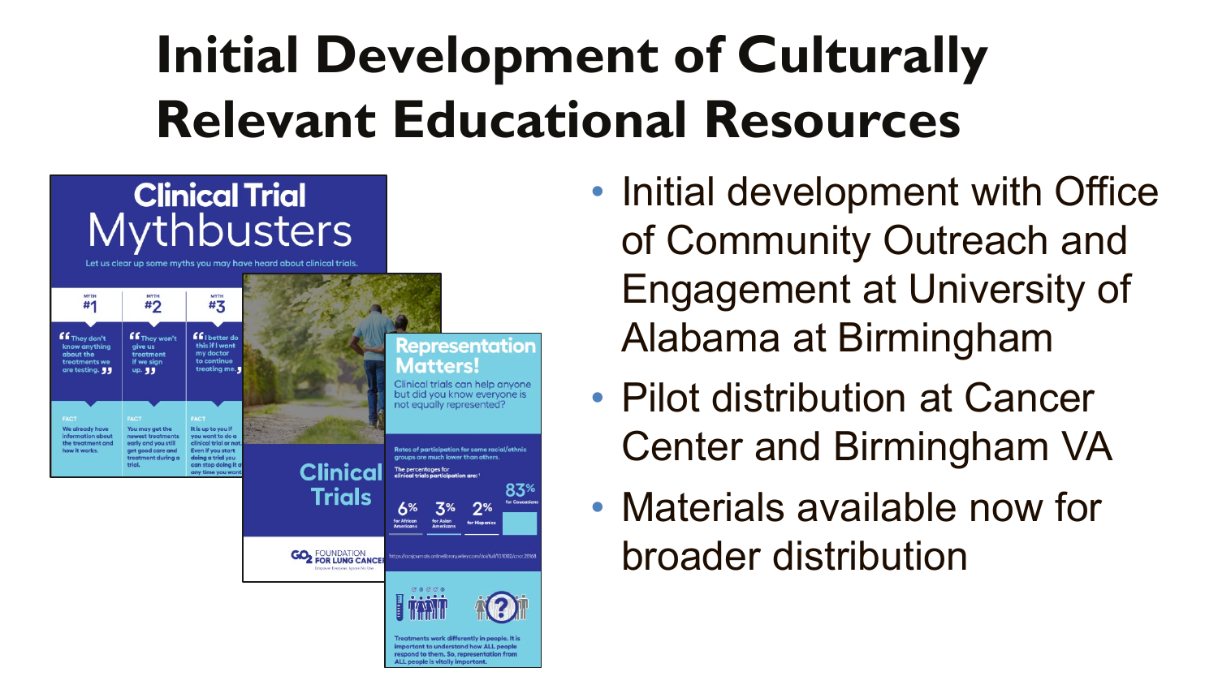# Initial Development of Culturally Relevant Educational Resources

- Initial development with Office of Community Outreach and Engagement at University of Alabama at Birmingham
- Pilot distribution at Cancer Center and Birmingham VA
- Materials available now for broader distribution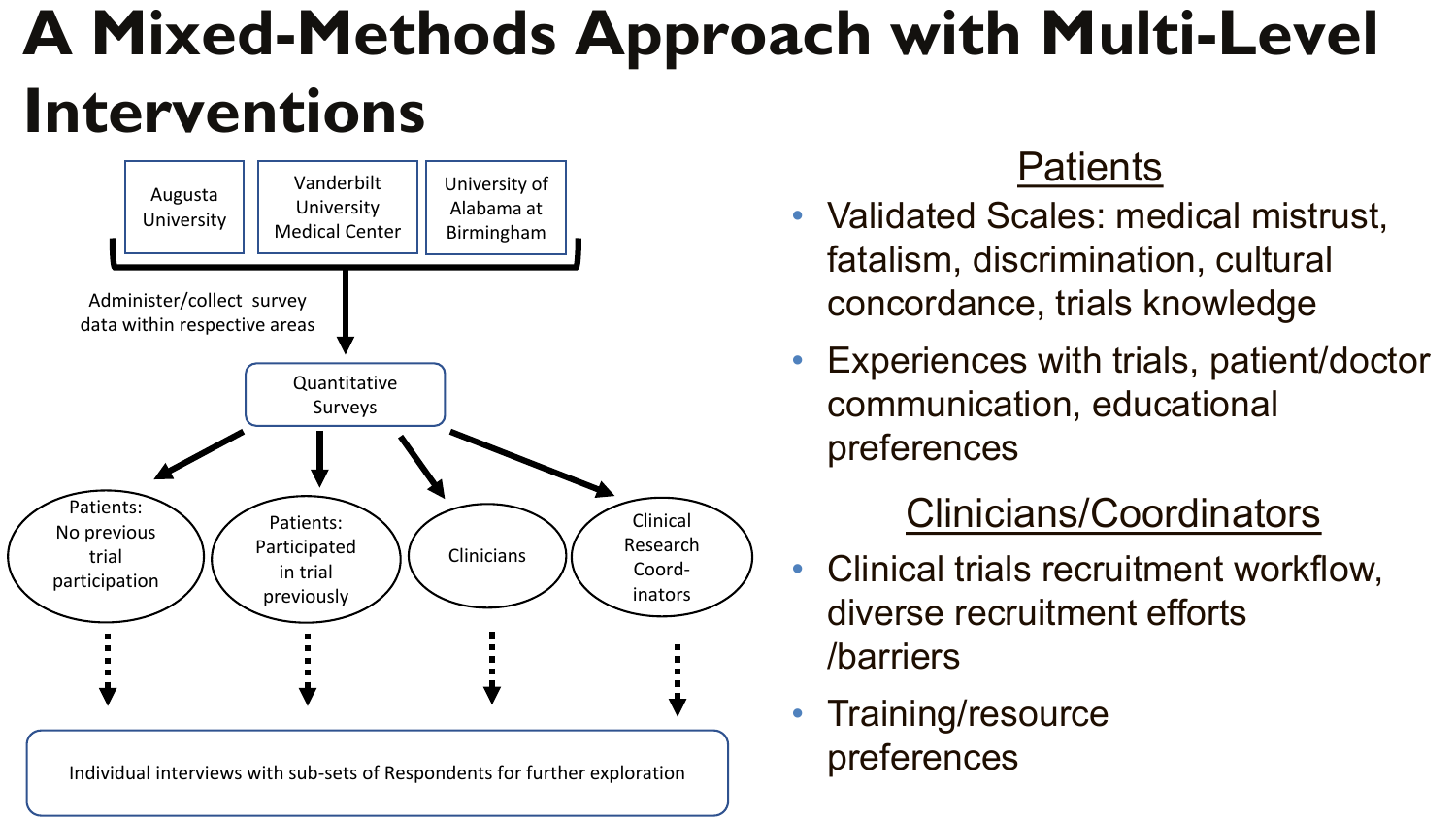# A Mixed-Methods Approach with Multi-Level Interventions

Augusta University

Vanderbilt University Medical Center

University of Alabama at Birmingham

Administer/collect survey data within respective areas

Quantitative Surveys

Patients: No previous trial participation

Patients: Participated in trial previously

Clinicians

Clinical Research Coord-inators

Individual interviews with sub-sets of Respondents for further exploration

## Patients

- Validated Scales: medical mistrust, fatalism, discrimination, cultural concordance, trials knowledge
- Experiences with trials, patient/doctor communication, educational preferences

## Clinicians/Coordinators

- Clinical trials recruitment workflow, diverse recruitment efforts /barriers
- Training/resource preferences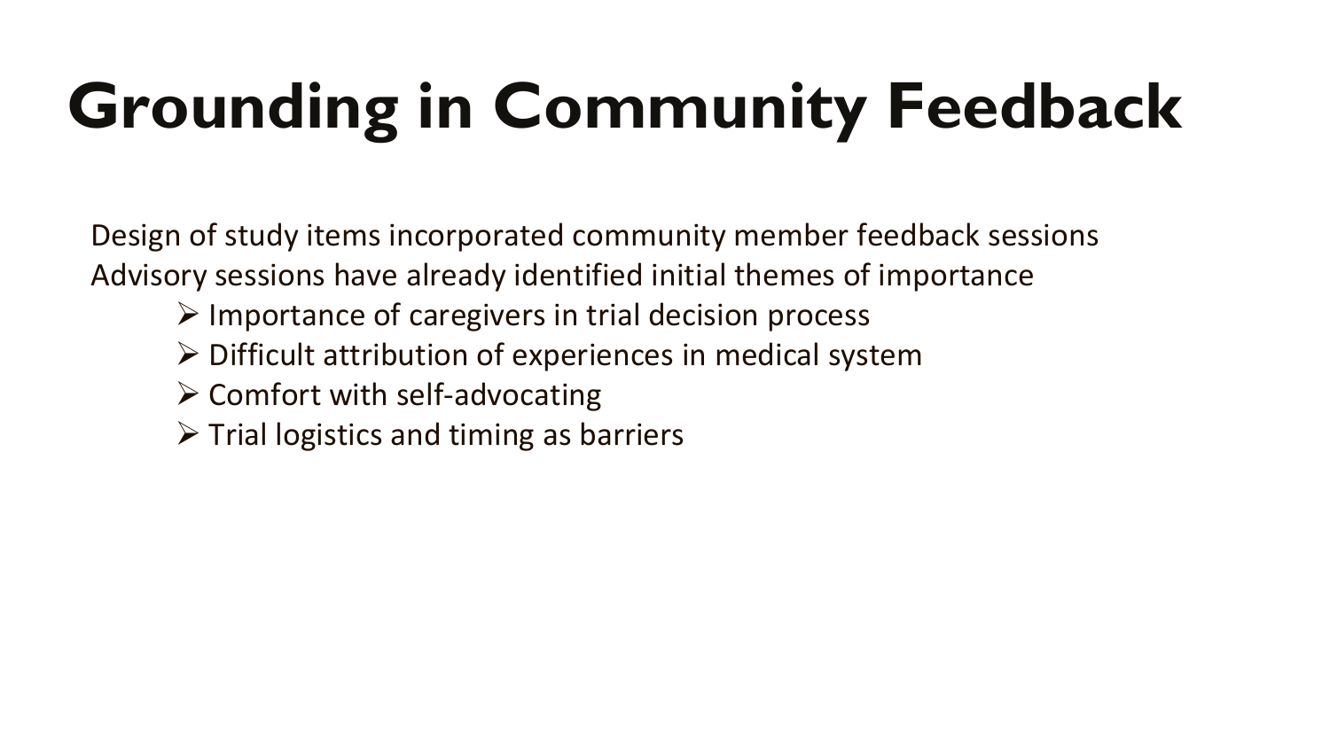# Grounding in Community Feedback

Design of study items incorporated community member feedback sessions
Advisory sessions have already identified initial themes of importance

- Importance of caregivers in trial decision process
- Difficult attribution of experiences in medical system
- Comfort with self-advocating
- Trial logistics and timing as barriers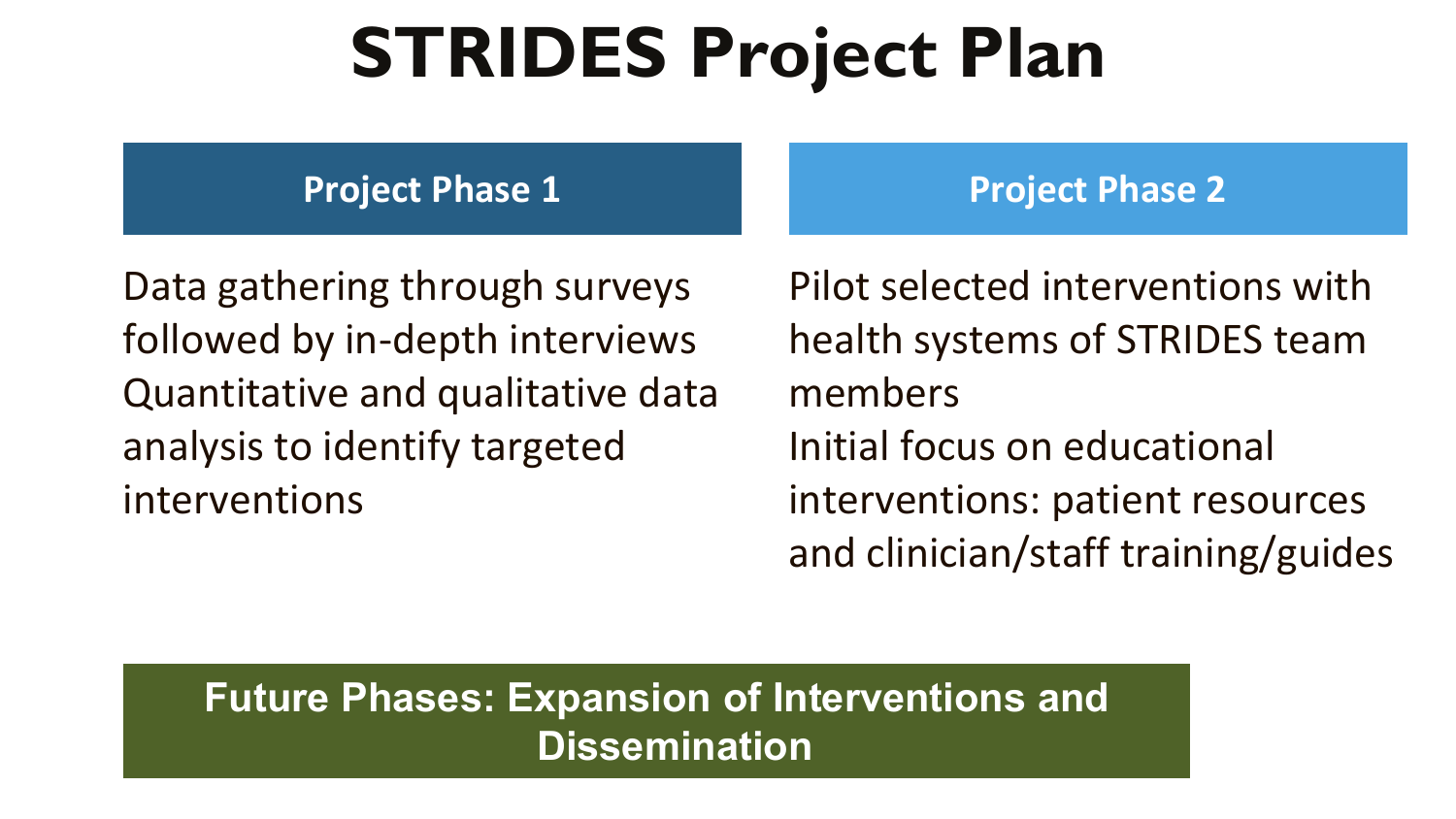# STRIDES Project Plan

## Project Phase 1

Data gathering through surveys followed by in-depth interviews

Quantitative and qualitative data analysis to identify targeted interventions

## Project Phase 2

Pilot selected interventions with health systems of STRIDES team members

Initial focus on educational interventions: patient resources and clinician/staff training/guides

## Future Phases: Expansion of Interventions and Dissemination